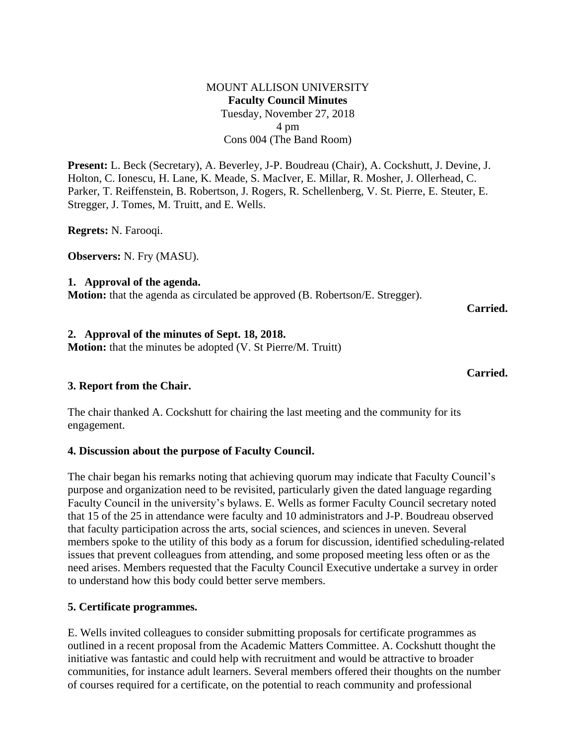MOUNT ALLISON UNIVERSITY

**Faculty Council Minutes**

Tuesday, November 27, 2018

4 pm

Cons 004 (The Band Room)

**Present:** L. Beck (Secretary), A. Beverley, J-P. Boudreau (Chair), A. Cockshutt, J. Devine, J. Holton, C. Ionescu, H. Lane, K. Meade, S. MacIver, E. Millar, R. Mosher, J. Ollerhead, C. Parker, T. Reiffenstein, B. Robertson, J. Rogers, R. Schellenberg, V. St. Pierre, E. Steuter, E. Stregger, J. Tomes, M. Truitt, and E. Wells.

**Regrets:** N. Farooqi.

**Observers:** N. Fry (MASU).

**1. Approval of the agenda.**

**Motion:** that the agenda as circulated be approved (B. Robertson/E. Stregger).

**Carried.**

**2. Approval of the minutes of Sept. 18, 2018.**

**Motion:** that the minutes be adopted (V. St Pierre/M. Truitt)

**Carried.**

**3. Report from the Chair.**

The chair thanked A. Cockshutt for chairing the last meeting and the community for its engagement.

**4. Discussion about the purpose of Faculty Council.**

The chair began his remarks noting that achieving quorum may indicate that Faculty Council's purpose and organization need to be revisited, particularly given the dated language regarding Faculty Council in the university's bylaws. E. Wells as former Faculty Council secretary noted that 15 of the 25 in attendance were faculty and 10 administrators and J-P. Boudreau observed that faculty participation across the arts, social sciences, and sciences in uneven. Several members spoke to the utility of this body as a forum for discussion, identified scheduling-related issues that prevent colleagues from attending, and some proposed meeting less often or as the need arises. Members requested that the Faculty Council Executive undertake a survey in order to understand how this body could better serve members.

**5. Certificate programmes.**

E. Wells invited colleagues to consider submitting proposals for certificate programmes as outlined in a recent proposal from the Academic Matters Committee. A. Cockshutt thought the initiative was fantastic and could help with recruitment and would be attractive to broader communities, for instance adult learners. Several members offered their thoughts on the number of courses required for a certificate, on the potential to reach community and professional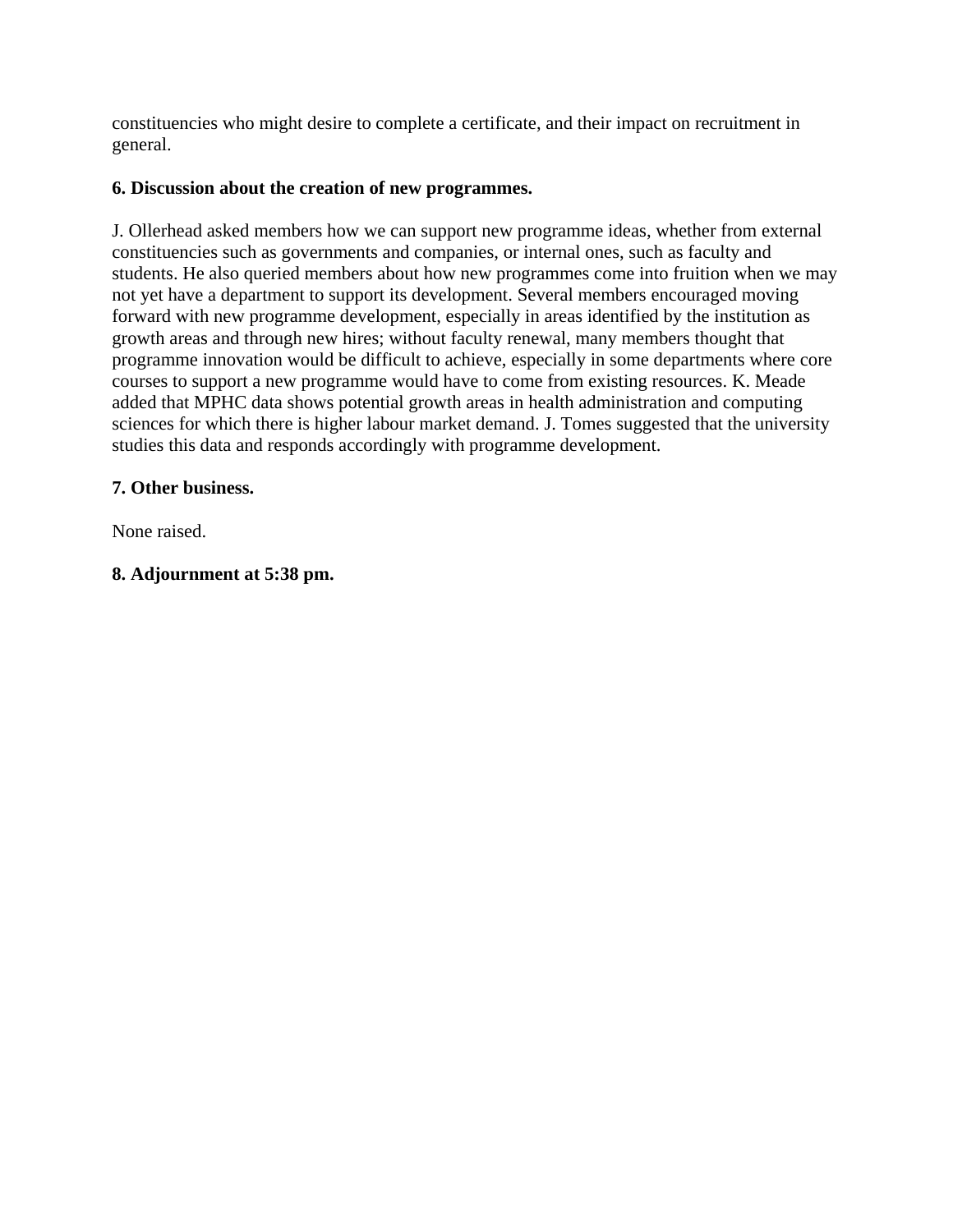constituencies who might desire to complete a certificate, and their impact on recruitment in general.

**6. Discussion about the creation of new programmes.**

J. Ollerhead asked members how we can support new programme ideas, whether from external constituencies such as governments and companies, or internal ones, such as faculty and students. He also queried members about how new programmes come into fruition when we may not yet have a department to support its development. Several members encouraged moving forward with new programme development, especially in areas identified by the institution as growth areas and through new hires; without faculty renewal, many members thought that programme innovation would be difficult to achieve, especially in some departments where core courses to support a new programme would have to come from existing resources. K. Meade added that MPHC data shows potential growth areas in health administration and computing sciences for which there is higher labour market demand. J. Tomes suggested that the university studies this data and responds accordingly with programme development.

**7. Other business.**

None raised.

**8. Adjournment at 5:38 pm.**